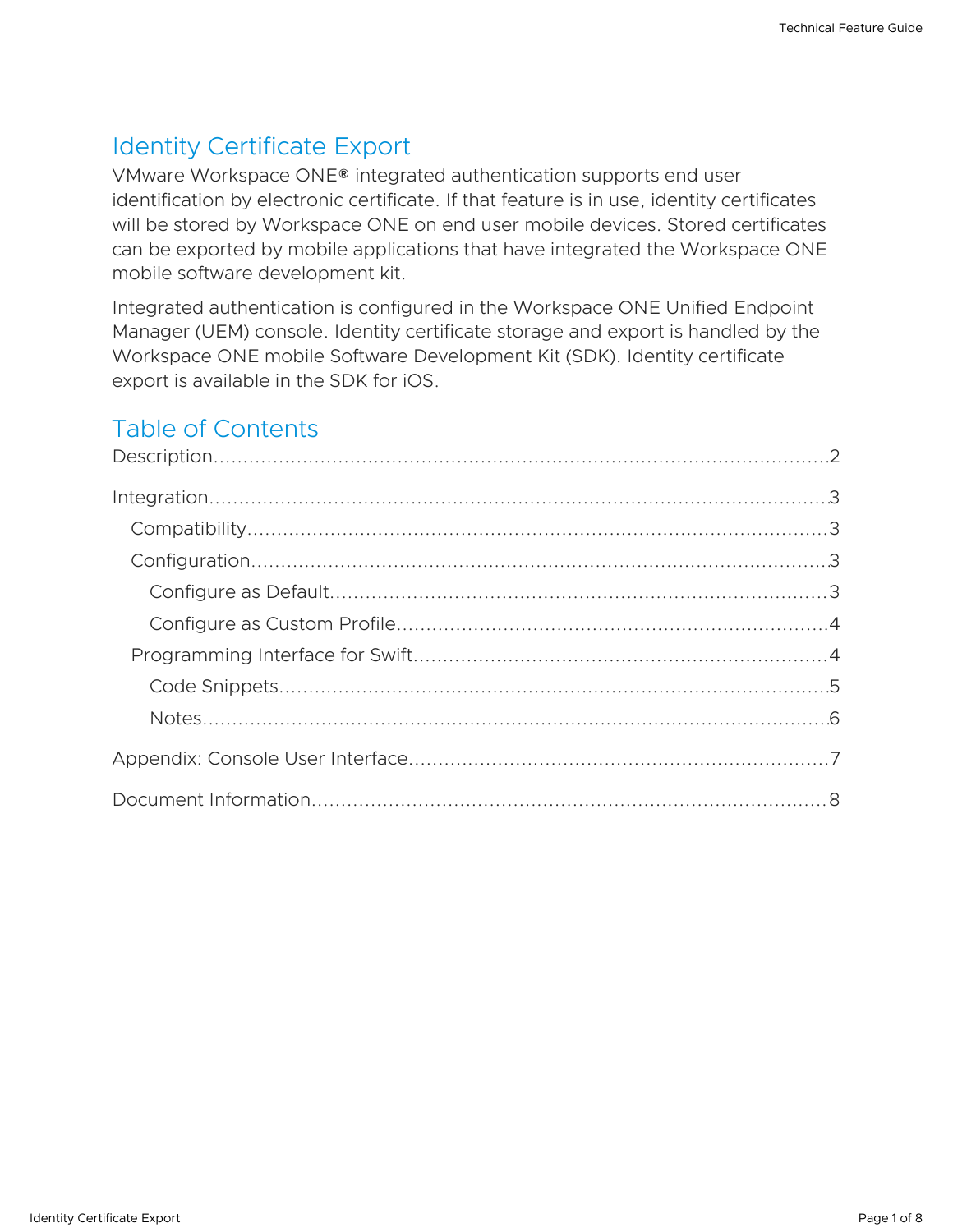# Identity Certificate Export

VMware Workspace ONE® integrated authentication supports end user identification by electronic certificate. If that feature is in use, identity certificates will be stored by Workspace ONE on end user mobile devices. Stored certificates can be exported by mobile applications that have integrated the Workspace ONE mobile software development kit.

Integrated authentication is configured in the Workspace ONE Unified Endpoint Manager (UEM) console. Identity certificate storage and export is handled by the Workspace ONE mobile Software Development Kit (SDK). Identity certificate export is available in the SDK for iOS.

## Table of Contents

Description.....2

Integration.....3

- Compatibility.....3
- Configuration.....3
  - Configure as Default.....3
  - Configure as Custom Profile.....4
- Programming Interface for Swift.....4
  - Code Snippets.....5
  - Notes.....6

Appendix: Console User Interface.....7

Document Information.....8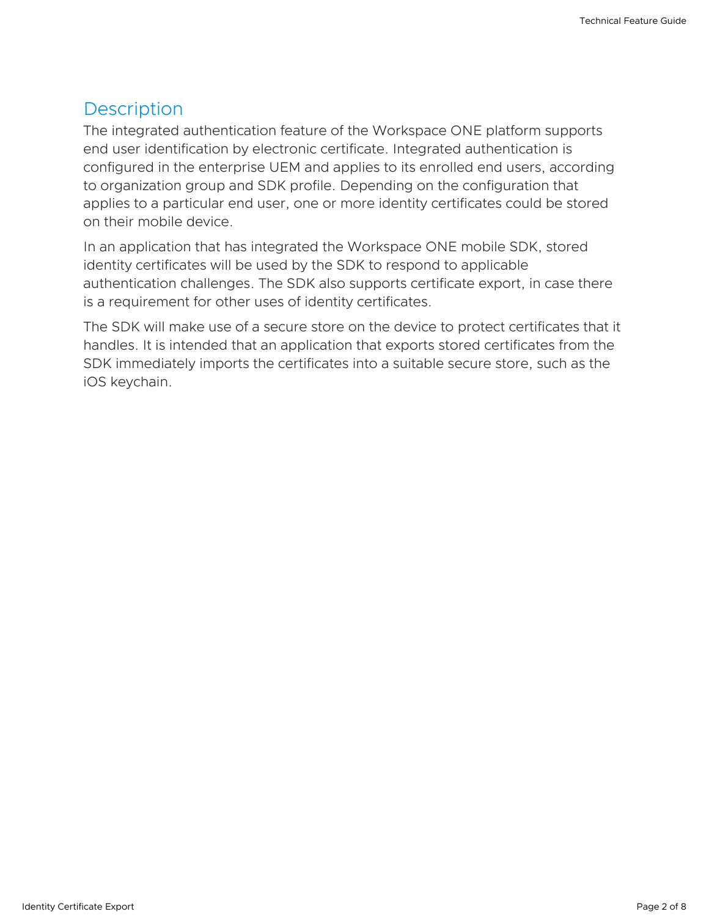## Description

The integrated authentication feature of the Workspace ONE platform supports end user identification by electronic certificate. Integrated authentication is configured in the enterprise UEM and applies to its enrolled end users, according to organization group and SDK profile. Depending on the configuration that applies to a particular end user, one or more identity certificates could be stored on their mobile device.

In an application that has integrated the Workspace ONE mobile SDK, stored identity certificates will be used by the SDK to respond to applicable authentication challenges. The SDK also supports certificate export, in case there is a requirement for other uses of identity certificates.

The SDK will make use of a secure store on the device to protect certificates that it handles. It is intended that an application that exports stored certificates from the SDK immediately imports the certificates into a suitable secure store, such as the iOS keychain.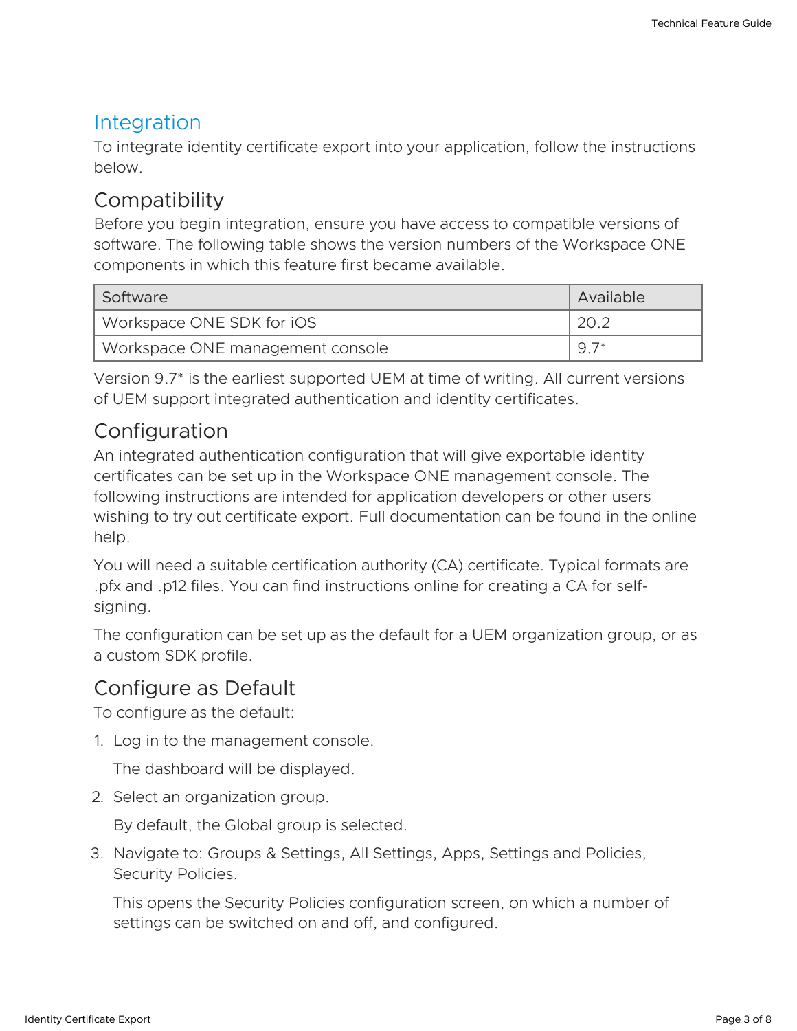## Integration

To integrate identity certificate export into your application, follow the instructions below.

### Compatibility

Before you begin integration, ensure you have access to compatible versions of software. The following table shows the version numbers of the Workspace ONE components in which this feature first became available.

| Software | Available |
| --- | --- |
| Workspace ONE SDK for iOS | 20.2 |
| Workspace ONE management console | 9.7* |

Version 9.7* is the earliest supported UEM at time of writing. All current versions of UEM support integrated authentication and identity certificates.

### Configuration

An integrated authentication configuration that will give exportable identity certificates can be set up in the Workspace ONE management console. The following instructions are intended for application developers or other users wishing to try out certificate export. Full documentation can be found in the online help.

You will need a suitable certification authority (CA) certificate. Typical formats are .pfx and .p12 files. You can find instructions online for creating a CA for self-signing.

The configuration can be set up as the default for a UEM organization group, or as a custom SDK profile.

### Configure as Default

To configure as the default:

1. Log in to the management console.

   The dashboard will be displayed.

2. Select an organization group.

   By default, the Global group is selected.

3. Navigate to: Groups & Settings, All Settings, Apps, Settings and Policies, Security Policies.

   This opens the Security Policies configuration screen, on which a number of settings can be switched on and off, and configured.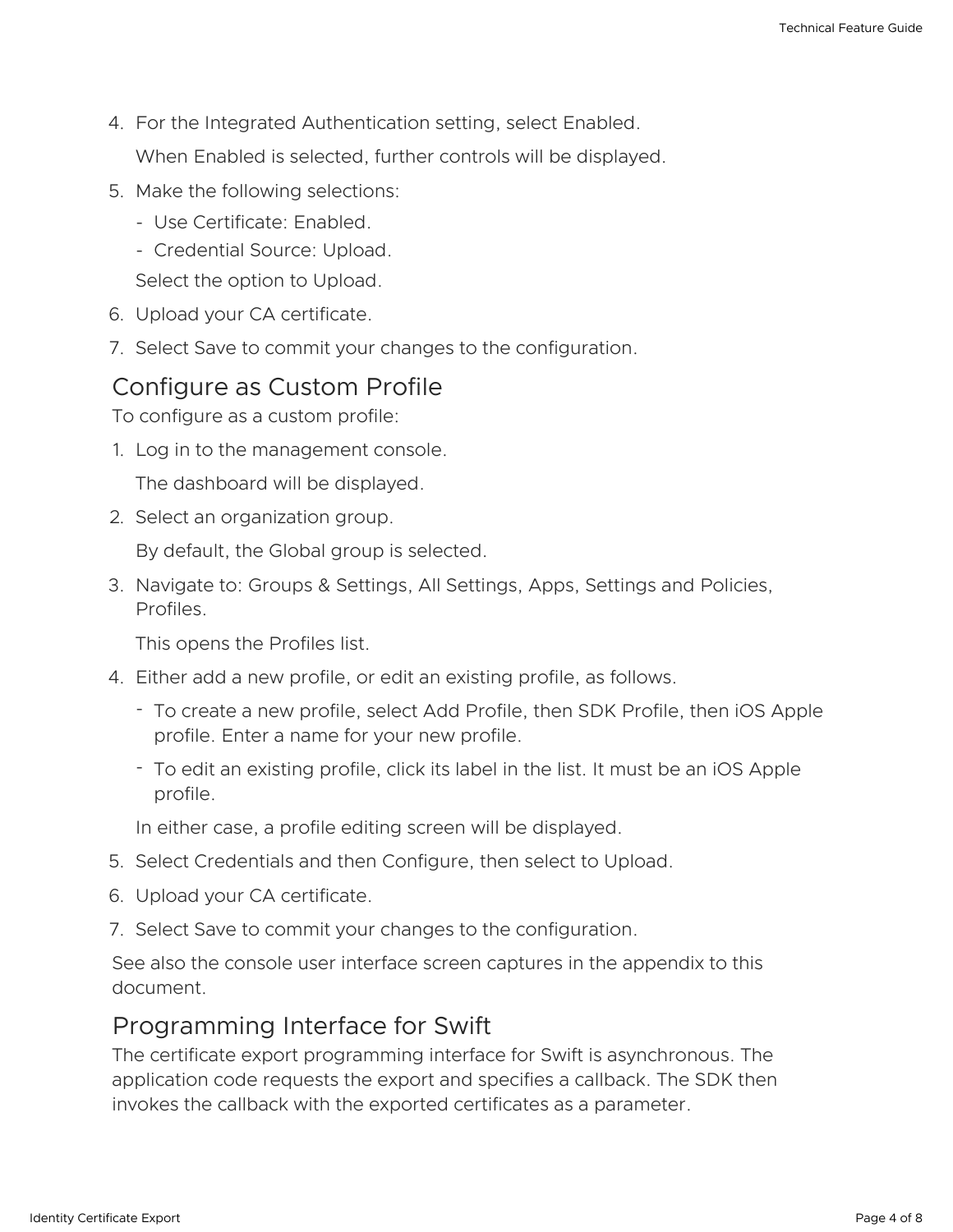4. For the Integrated Authentication setting, select Enabled.

   When Enabled is selected, further controls will be displayed.

5. Make the following selections:
   - Use Certificate: Enabled.
   - Credential Source: Upload.

   Select the option to Upload.

6. Upload your CA certificate.
7. Select Save to commit your changes to the configuration.

## Configure as Custom Profile

To configure as a custom profile:

1. Log in to the management console.

   The dashboard will be displayed.

2. Select an organization group.

   By default, the Global group is selected.

3. Navigate to: Groups & Settings, All Settings, Apps, Settings and Policies, Profiles.

   This opens the Profiles list.

4. Either add a new profile, or edit an existing profile, as follows.
   - To create a new profile, select Add Profile, then SDK Profile, then iOS Apple profile. Enter a name for your new profile.
   - To edit an existing profile, click its label in the list. It must be an iOS Apple profile.

   In either case, a profile editing screen will be displayed.

5. Select Credentials and then Configure, then select to Upload.
6. Upload your CA certificate.
7. Select Save to commit your changes to the configuration.

See also the console user interface screen captures in the appendix to this document.

## Programming Interface for Swift

The certificate export programming interface for Swift is asynchronous. The application code requests the export and specifies a callback. The SDK then invokes the callback with the exported certificates as a parameter.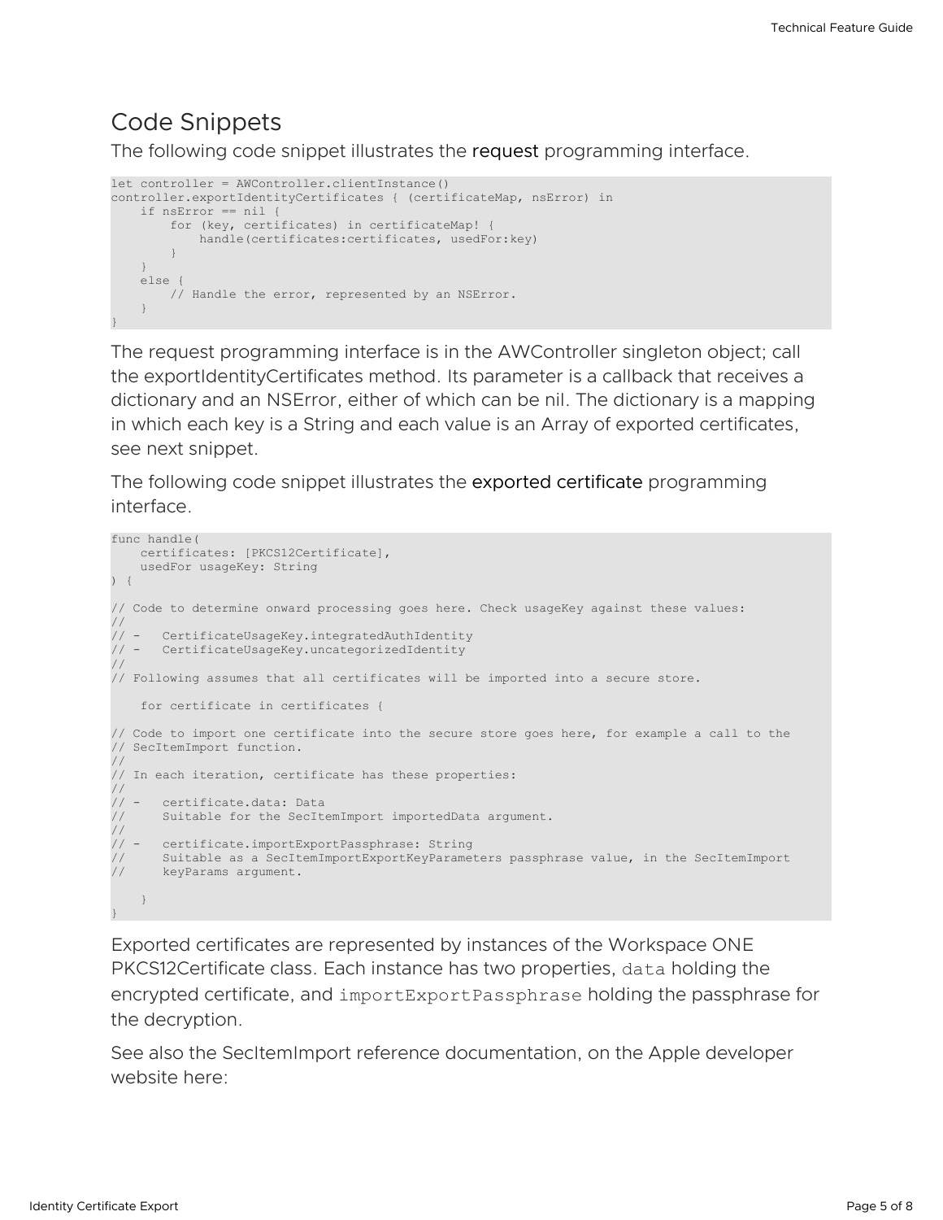## Code Snippets

The following code snippet illustrates the request programming interface.

```
let controller = AWController.clientInstance()
controller.exportIdentityCertificates { (certificateMap, nsError) in
    if nsError == nil {
        for (key, certificates) in certificateMap! {
            handle(certificates:certificates, usedFor:key)
        }
    }
    else {
        // Handle the error, represented by an NSError.
    }
}
```

The request programming interface is in the AWController singleton object; call the exportIdentityCertificates method. Its parameter is a callback that receives a dictionary and an NSError, either of which can be nil. The dictionary is a mapping in which each key is a String and each value is an Array of exported certificates, see next snippet.

The following code snippet illustrates the exported certificate programming interface.

```
func handle(
    certificates: [PKCS12Certificate],
    usedFor usageKey: String
) {

// Code to determine onward processing goes here. Check usageKey against these values:
//
// -   CertificateUsageKey.integratedAuthIdentity
// -   CertificateUsageKey.uncategorizedIdentity
//
// Following assumes that all certificates will be imported into a secure store.

    for certificate in certificates {

// Code to import one certificate into the secure store goes here, for example a call to the
// SecItemImport function.
//
// In each iteration, certificate has these properties:
//
// -   certificate.data: Data
//     Suitable for the SecItemImport importedData argument.
//
// -   certificate.importExportPassphrase: String
//     Suitable as a SecItemImportExportKeyParameters passphrase value, in the SecItemImport
//     keyParams argument.

    }
}
```

Exported certificates are represented by instances of the Workspace ONE PKCS12Certificate class. Each instance has two properties, `data` holding the encrypted certificate, and `importExportPassphrase` holding the passphrase for the decryption.

See also the SecItemImport reference documentation, on the Apple developer website here: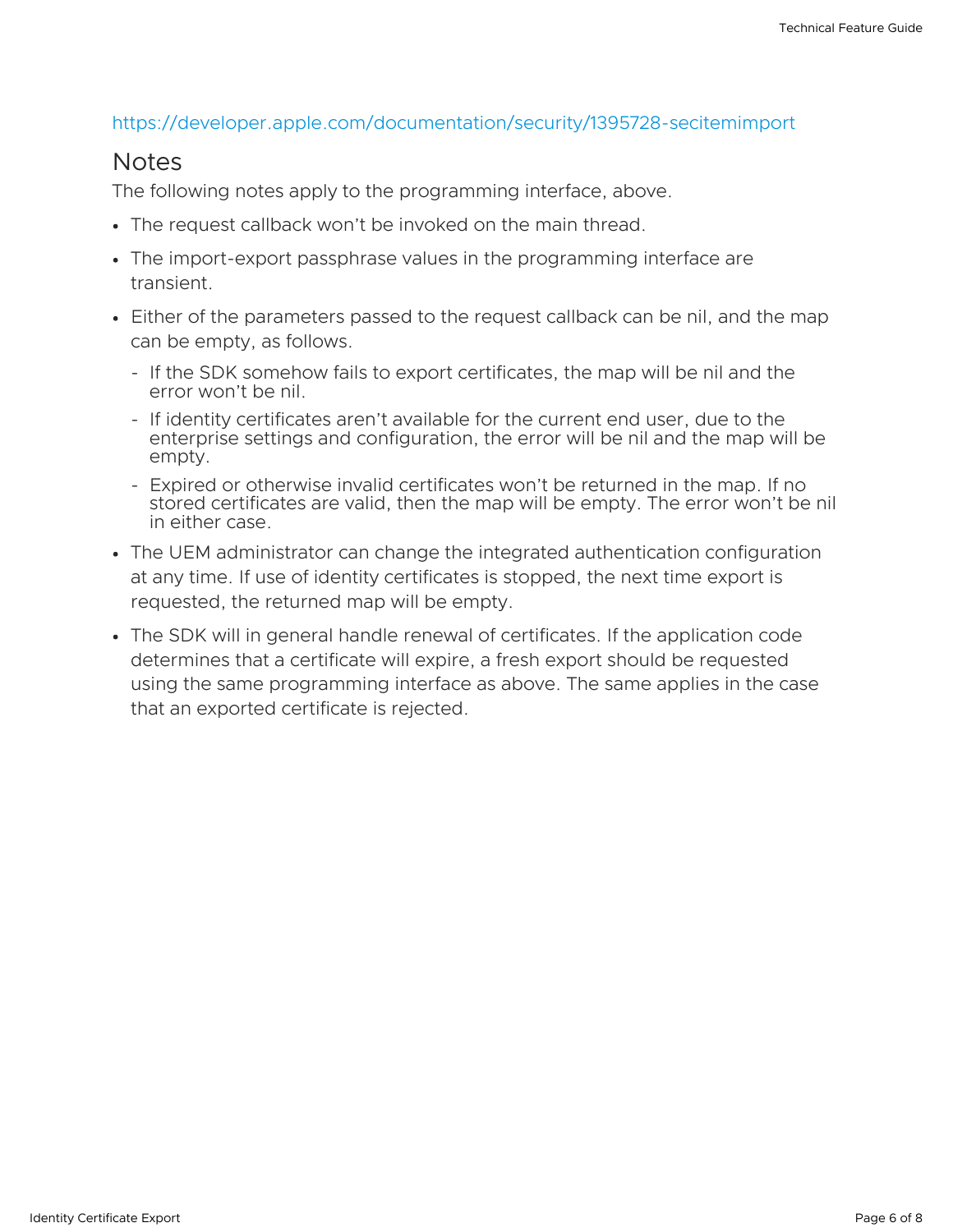https://developer.apple.com/documentation/security/1395728-secitemimport

## Notes

The following notes apply to the programming interface, above.

- The request callback won't be invoked on the main thread.
- The import-export passphrase values in the programming interface are transient.
- Either of the parameters passed to the request callback can be nil, and the map can be empty, as follows.
  - If the SDK somehow fails to export certificates, the map will be nil and the error won't be nil.
  - If identity certificates aren't available for the current end user, due to the enterprise settings and configuration, the error will be nil and the map will be empty.
  - Expired or otherwise invalid certificates won't be returned in the map. If no stored certificates are valid, then the map will be empty. The error won't be nil in either case.
- The UEM administrator can change the integrated authentication configuration at any time. If use of identity certificates is stopped, the next time export is requested, the returned map will be empty.
- The SDK will in general handle renewal of certificates. If the application code determines that a certificate will expire, a fresh export should be requested using the same programming interface as above. The same applies in the case that an exported certificate is rejected.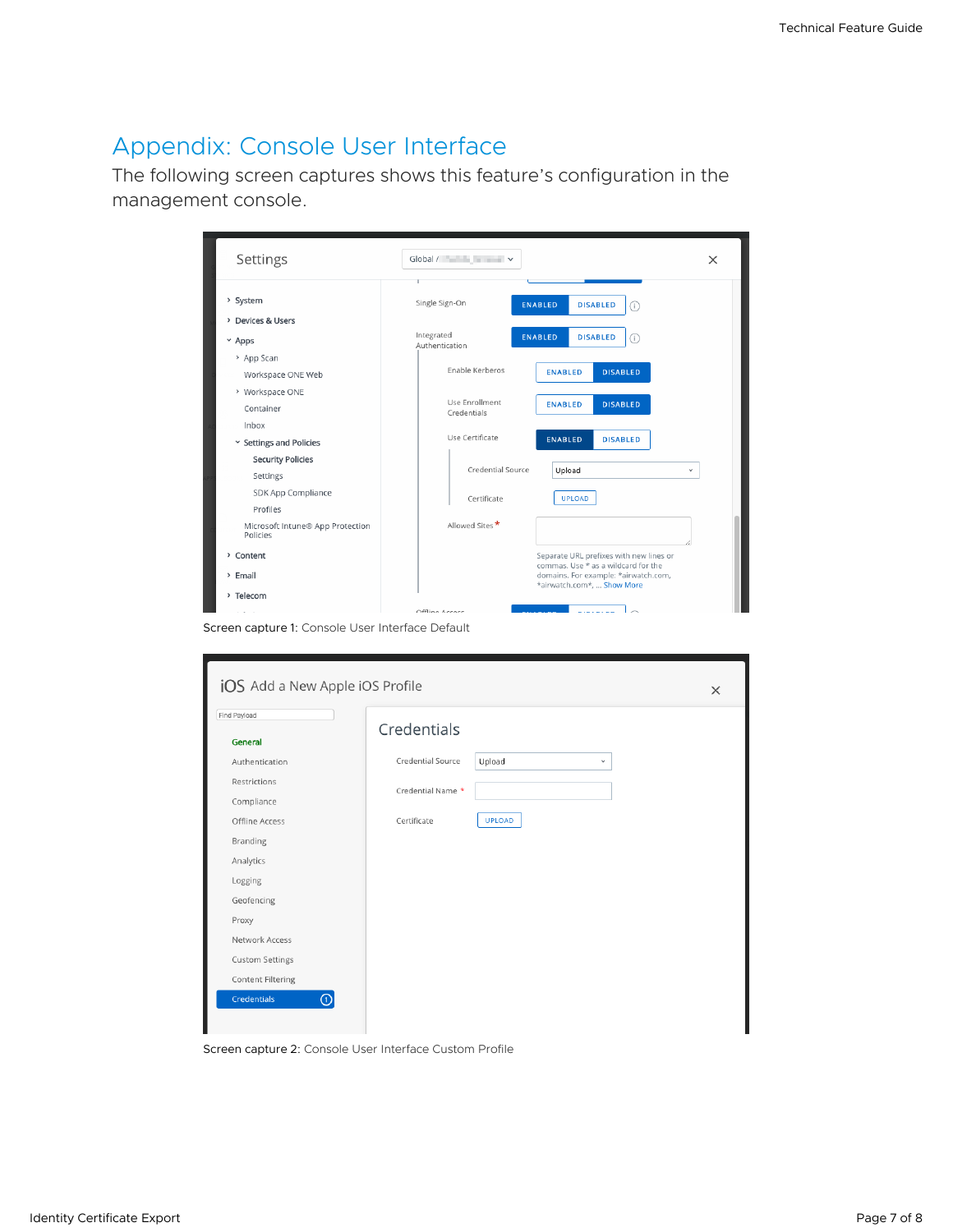# Appendix: Console User Interface

The following screen captures shows this feature's configuration in the management console.

Screen capture 1: Console User Interface Default

Screen capture 2: Console User Interface Custom Profile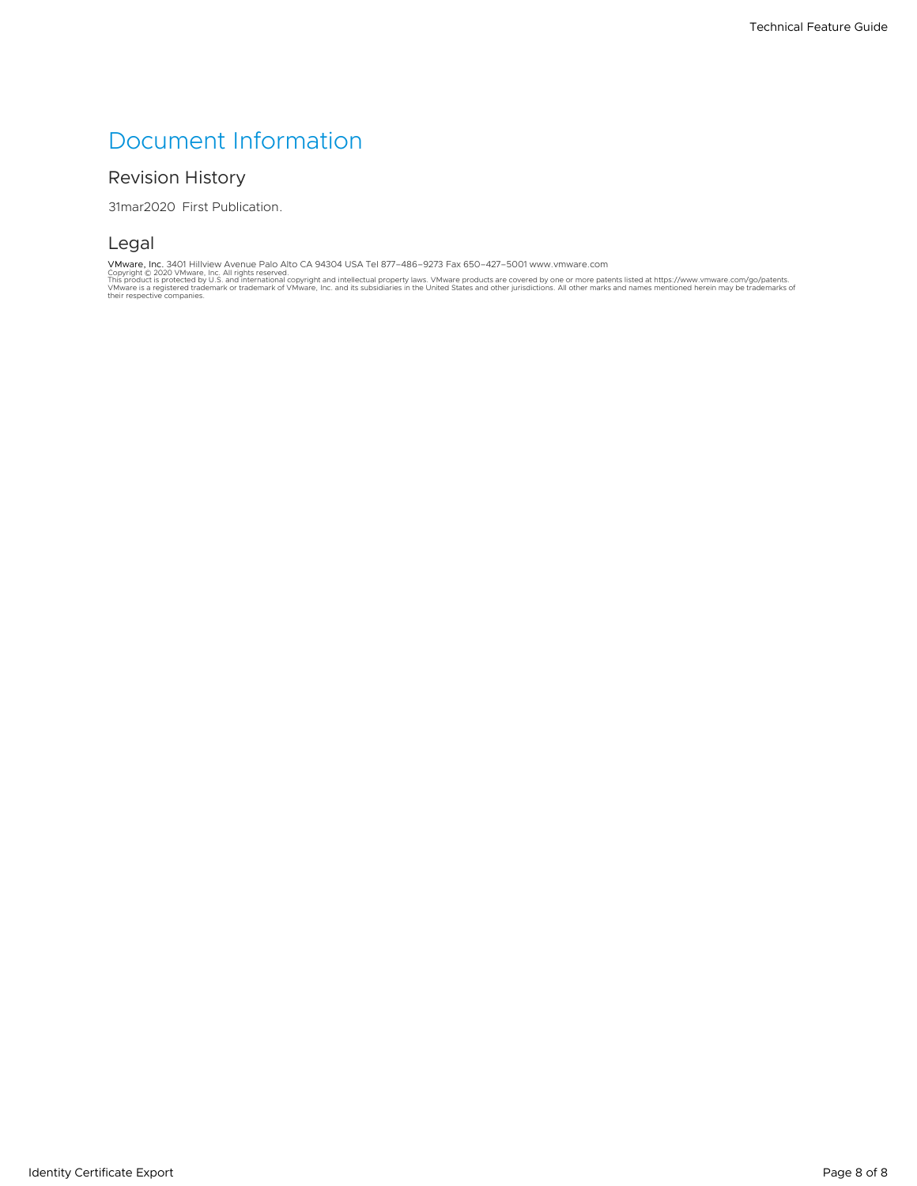# Document Information

## Revision History

31mar2020 First Publication.

## Legal

**VMware, Inc.** 3401 Hillview Avenue Palo Alto CA 94304 USA Tel 877-486-9273 Fax 650-427-5001 www.vmware.com
Copyright © 2020 VMware, Inc. All rights reserved.
This product is protected by U.S. and international copyright and intellectual property laws. VMware products are covered by one or more patents listed at https://www.vmware.com/go/patents.
VMware is a registered trademark or trademark of VMware, Inc. and its subsidiaries in the United States and other jurisdictions. All other marks and names mentioned herein may be trademarks of their respective companies.